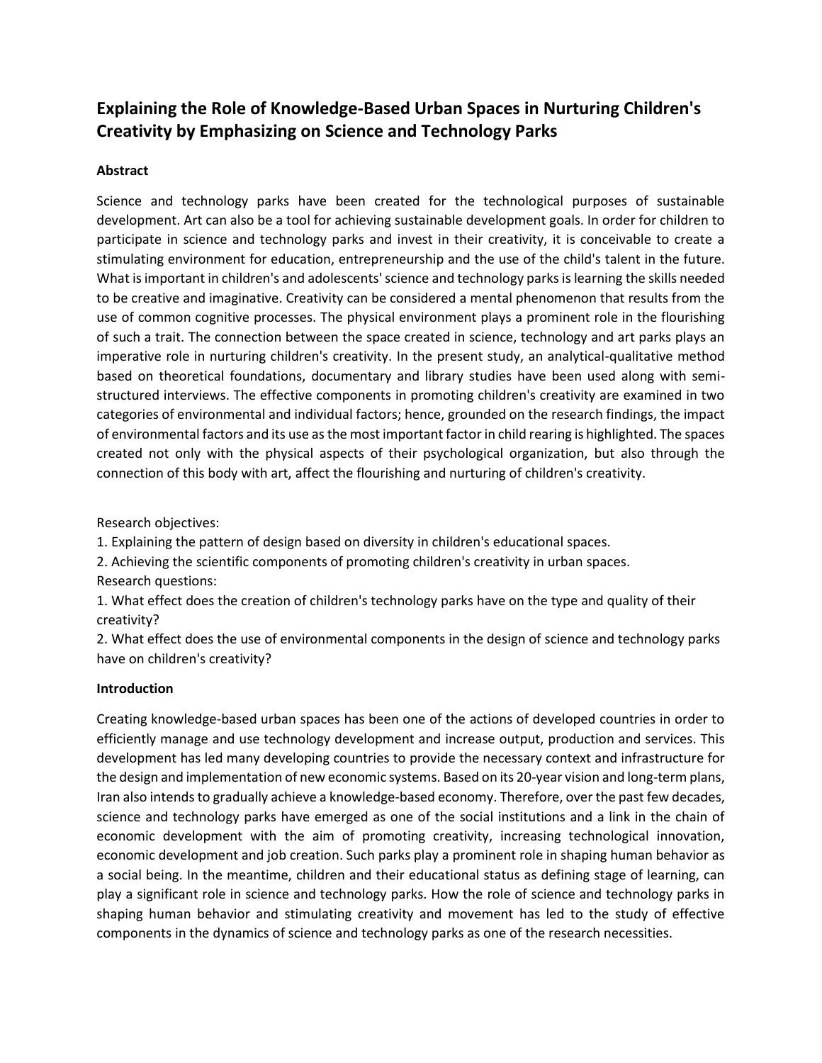# Explaining the Role of Knowledge-Based Urban Spaces in Nurturing Children's Creativity by Emphasizing on Science and Technology Parks

## Abstract

Science and technology parks have been created for the technological purposes of sustainable development. Art can also be a tool for achieving sustainable development goals. In order for children to participate in science and technology parks and invest in their creativity, it is conceivable to create a stimulating environment for education, entrepreneurship and the use of the child's talent in the future. What is important in children's and adolescents' science and technology parks is learning the skills needed to be creative and imaginative. Creativity can be considered a mental phenomenon that results from the use of common cognitive processes. The physical environment plays a prominent role in the flourishing of such a trait. The connection between the space created in science, technology and art parks plays an imperative role in nurturing children's creativity. In the present study, an analytical-qualitative method based on theoretical foundations, documentary and library studies have been used along with semi-structured interviews. The effective components in promoting children's creativity are examined in two categories of environmental and individual factors; hence, grounded on the research findings, the impact of environmental factors and its use as the most important factor in child rearing is highlighted. The spaces created not only with the physical aspects of their psychological organization, but also through the connection of this body with art, affect the flourishing and nurturing of children's creativity.

Research objectives:

1. Explaining the pattern of design based on diversity in children's educational spaces.
2. Achieving the scientific components of promoting children's creativity in urban spaces.

Research questions:

1. What effect does the creation of children's technology parks have on the type and quality of their creativity?
2. What effect does the use of environmental components in the design of science and technology parks have on children's creativity?

## Introduction

Creating knowledge-based urban spaces has been one of the actions of developed countries in order to efficiently manage and use technology development and increase output, production and services. This development has led many developing countries to provide the necessary context and infrastructure for the design and implementation of new economic systems. Based on its 20-year vision and long-term plans, Iran also intends to gradually achieve a knowledge-based economy. Therefore, over the past few decades, science and technology parks have emerged as one of the social institutions and a link in the chain of economic development with the aim of promoting creativity, increasing technological innovation, economic development and job creation. Such parks play a prominent role in shaping human behavior as a social being. In the meantime, children and their educational status as defining stage of learning, can play a significant role in science and technology parks. How the role of science and technology parks in shaping human behavior and stimulating creativity and movement has led to the study of effective components in the dynamics of science and technology parks as one of the research necessities.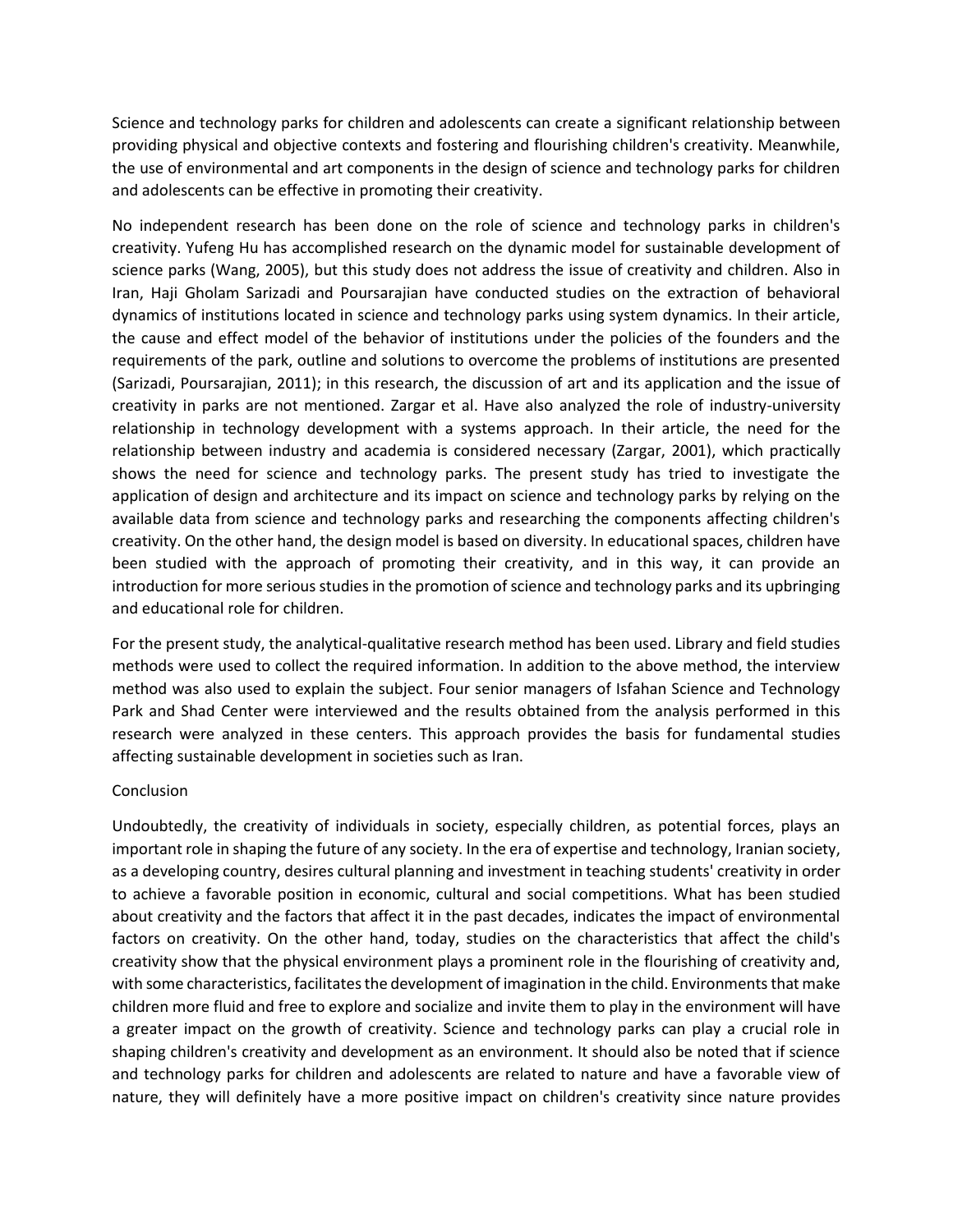Science and technology parks for children and adolescents can create a significant relationship between providing physical and objective contexts and fostering and flourishing children's creativity. Meanwhile, the use of environmental and art components in the design of science and technology parks for children and adolescents can be effective in promoting their creativity.

No independent research has been done on the role of science and technology parks in children's creativity. Yufeng Hu has accomplished research on the dynamic model for sustainable development of science parks (Wang, 2005), but this study does not address the issue of creativity and children. Also in Iran, Haji Gholam Sarizadi and Poursarajian have conducted studies on the extraction of behavioral dynamics of institutions located in science and technology parks using system dynamics. In their article, the cause and effect model of the behavior of institutions under the policies of the founders and the requirements of the park, outline and solutions to overcome the problems of institutions are presented (Sarizadi, Poursarajian, 2011); in this research, the discussion of art and its application and the issue of creativity in parks are not mentioned. Zargar et al. Have also analyzed the role of industry-university relationship in technology development with a systems approach. In their article, the need for the relationship between industry and academia is considered necessary (Zargar, 2001), which practically shows the need for science and technology parks. The present study has tried to investigate the application of design and architecture and its impact on science and technology parks by relying on the available data from science and technology parks and researching the components affecting children's creativity. On the other hand, the design model is based on diversity. In educational spaces, children have been studied with the approach of promoting their creativity, and in this way, it can provide an introduction for more serious studies in the promotion of science and technology parks and its upbringing and educational role for children.

For the present study, the analytical-qualitative research method has been used. Library and field studies methods were used to collect the required information. In addition to the above method, the interview method was also used to explain the subject. Four senior managers of Isfahan Science and Technology Park and Shad Center were interviewed and the results obtained from the analysis performed in this research were analyzed in these centers. This approach provides the basis for fundamental studies affecting sustainable development in societies such as Iran.

## Conclusion

Undoubtedly, the creativity of individuals in society, especially children, as potential forces, plays an important role in shaping the future of any society. In the era of expertise and technology, Iranian society, as a developing country, desires cultural planning and investment in teaching students' creativity in order to achieve a favorable position in economic, cultural and social competitions. What has been studied about creativity and the factors that affect it in the past decades, indicates the impact of environmental factors on creativity. On the other hand, today, studies on the characteristics that affect the child's creativity show that the physical environment plays a prominent role in the flourishing of creativity and, with some characteristics, facilitates the development of imagination in the child. Environments that make children more fluid and free to explore and socialize and invite them to play in the environment will have a greater impact on the growth of creativity. Science and technology parks can play a crucial role in shaping children's creativity and development as an environment. It should also be noted that if science and technology parks for children and adolescents are related to nature and have a favorable view of nature, they will definitely have a more positive impact on children's creativity since nature provides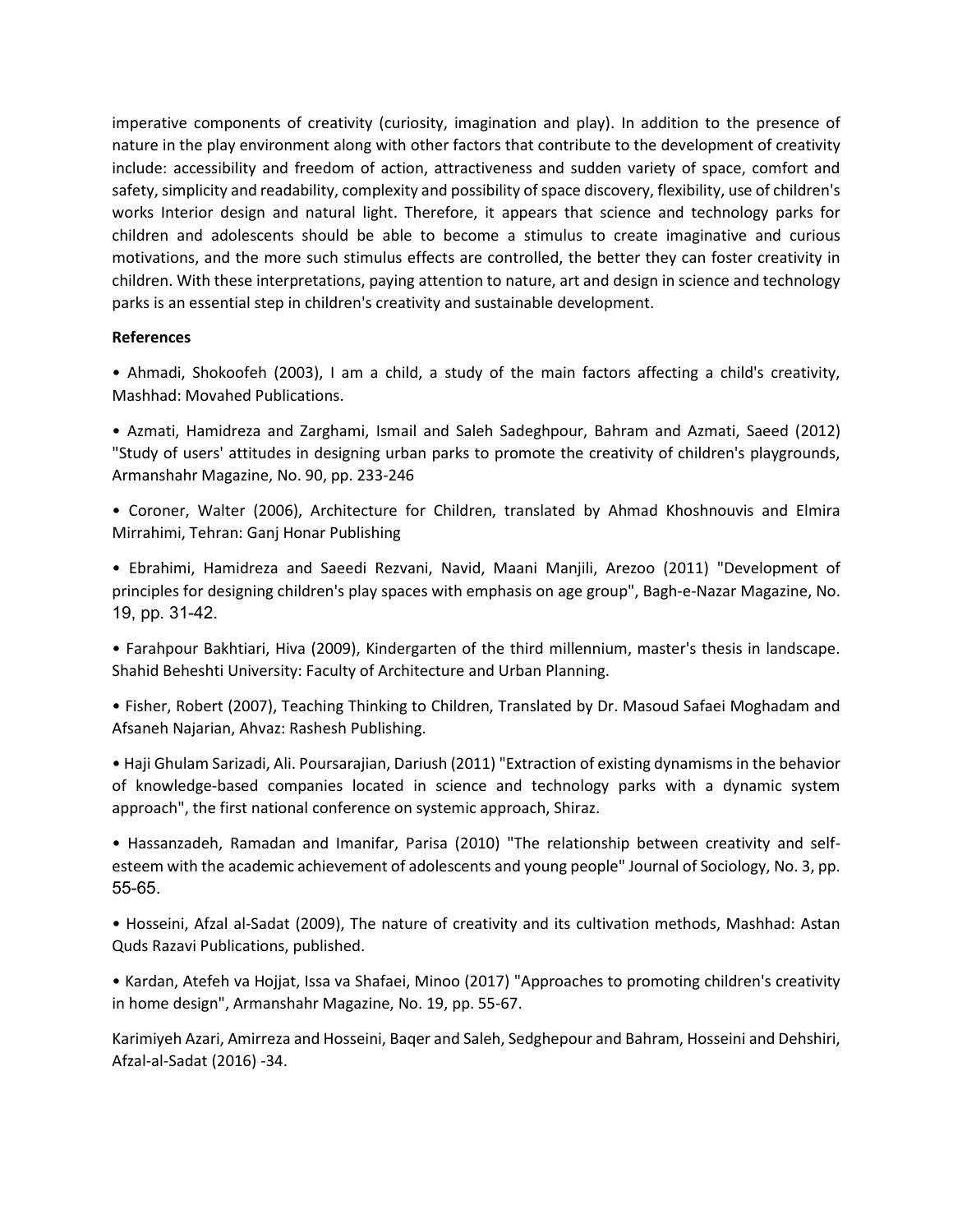imperative components of creativity (curiosity, imagination and play). In addition to the presence of nature in the play environment along with other factors that contribute to the development of creativity include: accessibility and freedom of action, attractiveness and sudden variety of space, comfort and safety, simplicity and readability, complexity and possibility of space discovery, flexibility, use of children's works Interior design and natural light. Therefore, it appears that science and technology parks for children and adolescents should be able to become a stimulus to create imaginative and curious motivations, and the more such stimulus effects are controlled, the better they can foster creativity in children. With these interpretations, paying attention to nature, art and design in science and technology parks is an essential step in children's creativity and sustainable development.

**References**

• Ahmadi, Shokoofeh (2003), I am a child, a study of the main factors affecting a child's creativity, Mashhad: Movahed Publications.

• Azmati, Hamidreza and Zarghami, Ismail and Saleh Sadeghpour, Bahram and Azmati, Saeed (2012) "Study of users' attitudes in designing urban parks to promote the creativity of children's playgrounds, Armanshahr Magazine, No. 90, pp. 233-246

• Coroner, Walter (2006), Architecture for Children, translated by Ahmad Khoshnouvis and Elmira Mirrahimi, Tehran: Ganj Honar Publishing

• Ebrahimi, Hamidreza and Saeedi Rezvani, Navid, Maani Manjili, Arezoo (2011) "Development of principles for designing children's play spaces with emphasis on age group", Bagh-e-Nazar Magazine, No. 19, pp. 31-42.

• Farahpour Bakhtiari, Hiva (2009), Kindergarten of the third millennium, master's thesis in landscape. Shahid Beheshti University: Faculty of Architecture and Urban Planning.

• Fisher, Robert (2007), Teaching Thinking to Children, Translated by Dr. Masoud Safaei Moghadam and Afsaneh Najarian, Ahvaz: Rashesh Publishing.

• Haji Ghulam Sarizadi, Ali. Poursarajian, Dariush (2011) "Extraction of existing dynamisms in the behavior of knowledge-based companies located in science and technology parks with a dynamic system approach", the first national conference on systemic approach, Shiraz.

• Hassanzadeh, Ramadan and Imanifar, Parisa (2010) "The relationship between creativity and self-esteem with the academic achievement of adolescents and young people" Journal of Sociology, No. 3, pp. 55-65.

• Hosseini, Afzal al-Sadat (2009), The nature of creativity and its cultivation methods, Mashhad: Astan Quds Razavi Publications, published.

• Kardan, Atefeh va Hojjat, Issa va Shafaei, Minoo (2017) "Approaches to promoting children's creativity in home design", Armanshahr Magazine, No. 19, pp. 55-67.

Karimiyeh Azari, Amirreza and Hosseini, Baqer and Saleh, Sedghepour and Bahram, Hosseini and Dehshiri, Afzal-al-Sadat (2016) -34.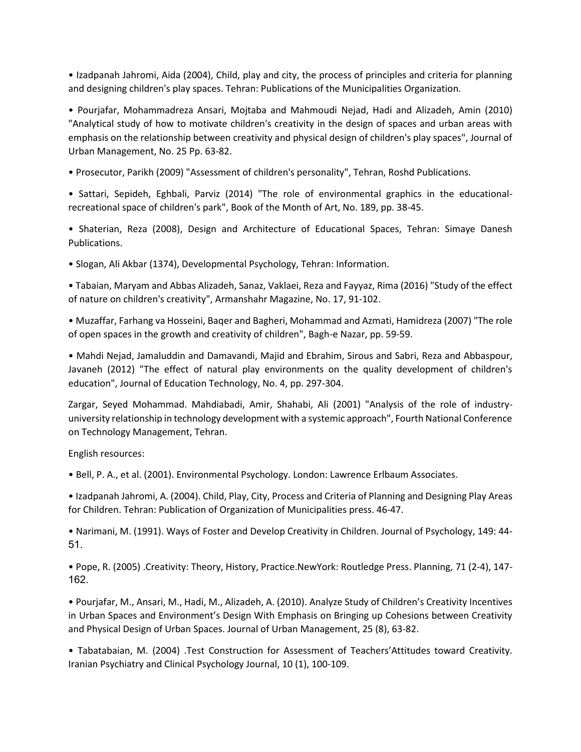- Izadpanah Jahromi, Aida (2004), Child, play and city, the process of principles and criteria for planning and designing children's play spaces. Tehran: Publications of the Municipalities Organization.

- Pourjafar, Mohammadreza Ansari, Mojtaba and Mahmoudi Nejad, Hadi and Alizadeh, Amin (2010) "Analytical study of how to motivate children's creativity in the design of spaces and urban areas with emphasis on the relationship between creativity and physical design of children's play spaces", Journal of Urban Management, No. 25 Pp. 63-82.

- Prosecutor, Parikh (2009) "Assessment of children's personality", Tehran, Roshd Publications.

- Sattari, Sepideh, Eghbali, Parviz (2014) "The role of environmental graphics in the educational-recreational space of children's park", Book of the Month of Art, No. 189, pp. 38-45.

- Shaterian, Reza (2008), Design and Architecture of Educational Spaces, Tehran: Simaye Danesh Publications.

- Slogan, Ali Akbar (1374), Developmental Psychology, Tehran: Information.

- Tabaian, Maryam and Abbas Alizadeh, Sanaz, Vaklaei, Reza and Fayyaz, Rima (2016) "Study of the effect of nature on children's creativity", Armanshahr Magazine, No. 17, 91-102.

- Muzaffar, Farhang va Hosseini, Baqer and Bagheri, Mohammad and Azmati, Hamidreza (2007) "The role of open spaces in the growth and creativity of children", Bagh-e Nazar, pp. 59-59.

- Mahdi Nejad, Jamaluddin and Damavandi, Majid and Ebrahim, Sirous and Sabri, Reza and Abbaspour, Javaneh (2012) "The effect of natural play environments on the quality development of children's education", Journal of Education Technology, No. 4, pp. 297-304.

Zargar, Seyed Mohammad. Mahdiabadi, Amir, Shahabi, Ali (2001) "Analysis of the role of industry-university relationship in technology development with a systemic approach", Fourth National Conference on Technology Management, Tehran.

English resources:

- Bell, P. A., et al. (2001). Environmental Psychology. London: Lawrence Erlbaum Associates.

- Izadpanah Jahromi, A. (2004). Child, Play, City, Process and Criteria of Planning and Designing Play Areas for Children. Tehran: Publication of Organization of Municipalities press. 46-47.

- Narimani, M. (1991). Ways of Foster and Develop Creativity in Children. Journal of Psychology, 149: 44-51.

- Pope, R. (2005) .Creativity: Theory, History, Practice.NewYork: Routledge Press. Planning, 71 (2-4), 147-162.

- Pourjafar, M., Ansari, M., Hadi, M., Alizadeh, A. (2010). Analyze Study of Children's Creativity Incentives in Urban Spaces and Environment's Design With Emphasis on Bringing up Cohesions between Creativity and Physical Design of Urban Spaces. Journal of Urban Management, 25 (8), 63-82.

- Tabatabaian, M. (2004) .Test Construction for Assessment of Teachers'Attitudes toward Creativity. Iranian Psychiatry and Clinical Psychology Journal, 10 (1), 100-109.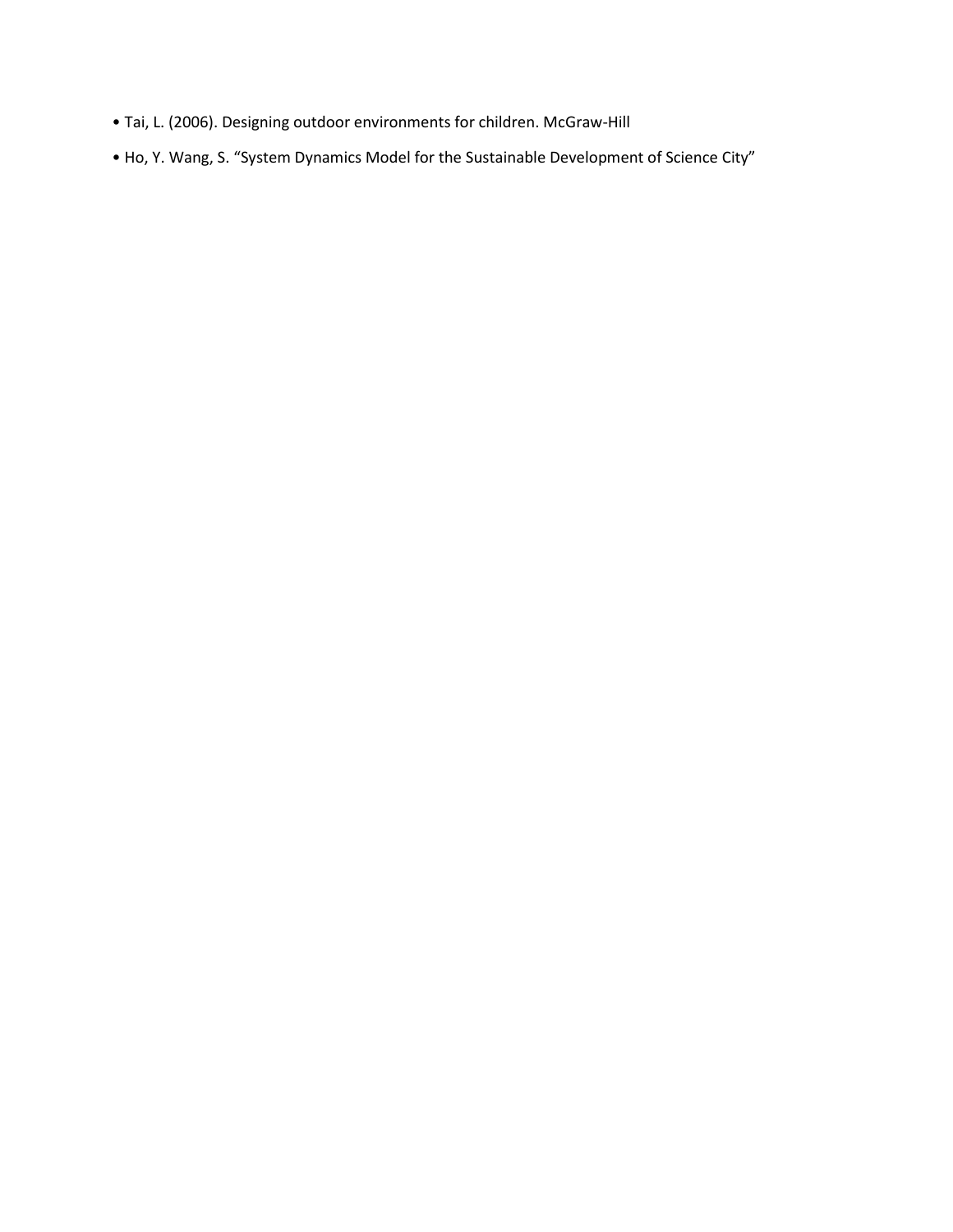- Tai, L. (2006). Designing outdoor environments for children. McGraw-Hill
- Ho, Y. Wang, S. “System Dynamics Model for the Sustainable Development of Science City”